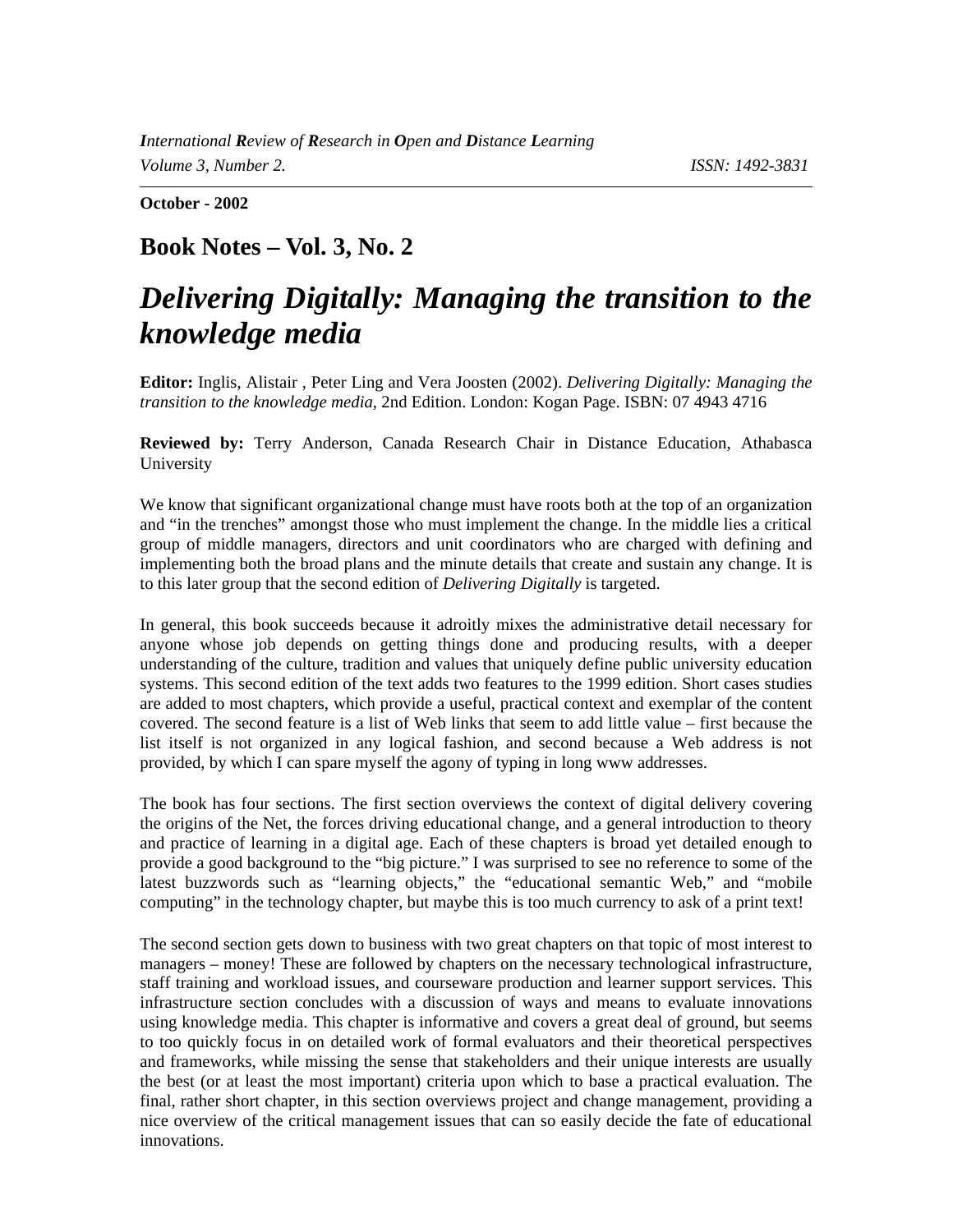**October - 2002**

## Book Notes – Vol. 3, No. 2

# *Delivering Digitally: Managing the transition to the knowledge media*

**Editor:** Inglis, Alistair , Peter Ling and Vera Joosten (2002). *Delivering Digitally: Managing the transition to the knowledge media*, 2nd Edition. London: Kogan Page. ISBN: 07 4943 4716

**Reviewed by:** Terry Anderson, Canada Research Chair in Distance Education, Athabasca University

We know that significant organizational change must have roots both at the top of an organization and "in the trenches" amongst those who must implement the change. In the middle lies a critical group of middle managers, directors and unit coordinators who are charged with defining and implementing both the broad plans and the minute details that create and sustain any change. It is to this later group that the second edition of *Delivering Digitally* is targeted.

In general, this book succeeds because it adroitly mixes the administrative detail necessary for anyone whose job depends on getting things done and producing results, with a deeper understanding of the culture, tradition and values that uniquely define public university education systems. This second edition of the text adds two features to the 1999 edition. Short cases studies are added to most chapters, which provide a useful, practical context and exemplar of the content covered. The second feature is a list of Web links that seem to add little value – first because the list itself is not organized in any logical fashion, and second because a Web address is not provided, by which I can spare myself the agony of typing in long www addresses.

The book has four sections. The first section overviews the context of digital delivery covering the origins of the Net, the forces driving educational change, and a general introduction to theory and practice of learning in a digital age. Each of these chapters is broad yet detailed enough to provide a good background to the "big picture." I was surprised to see no reference to some of the latest buzzwords such as "learning objects," the "educational semantic Web," and "mobile computing" in the technology chapter, but maybe this is too much currency to ask of a print text!

The second section gets down to business with two great chapters on that topic of most interest to managers – money! These are followed by chapters on the necessary technological infrastructure, staff training and workload issues, and courseware production and learner support services. This infrastructure section concludes with a discussion of ways and means to evaluate innovations using knowledge media. This chapter is informative and covers a great deal of ground, but seems to too quickly focus in on detailed work of formal evaluators and their theoretical perspectives and frameworks, while missing the sense that stakeholders and their unique interests are usually the best (or at least the most important) criteria upon which to base a practical evaluation. The final, rather short chapter, in this section overviews project and change management, providing a nice overview of the critical management issues that can so easily decide the fate of educational innovations.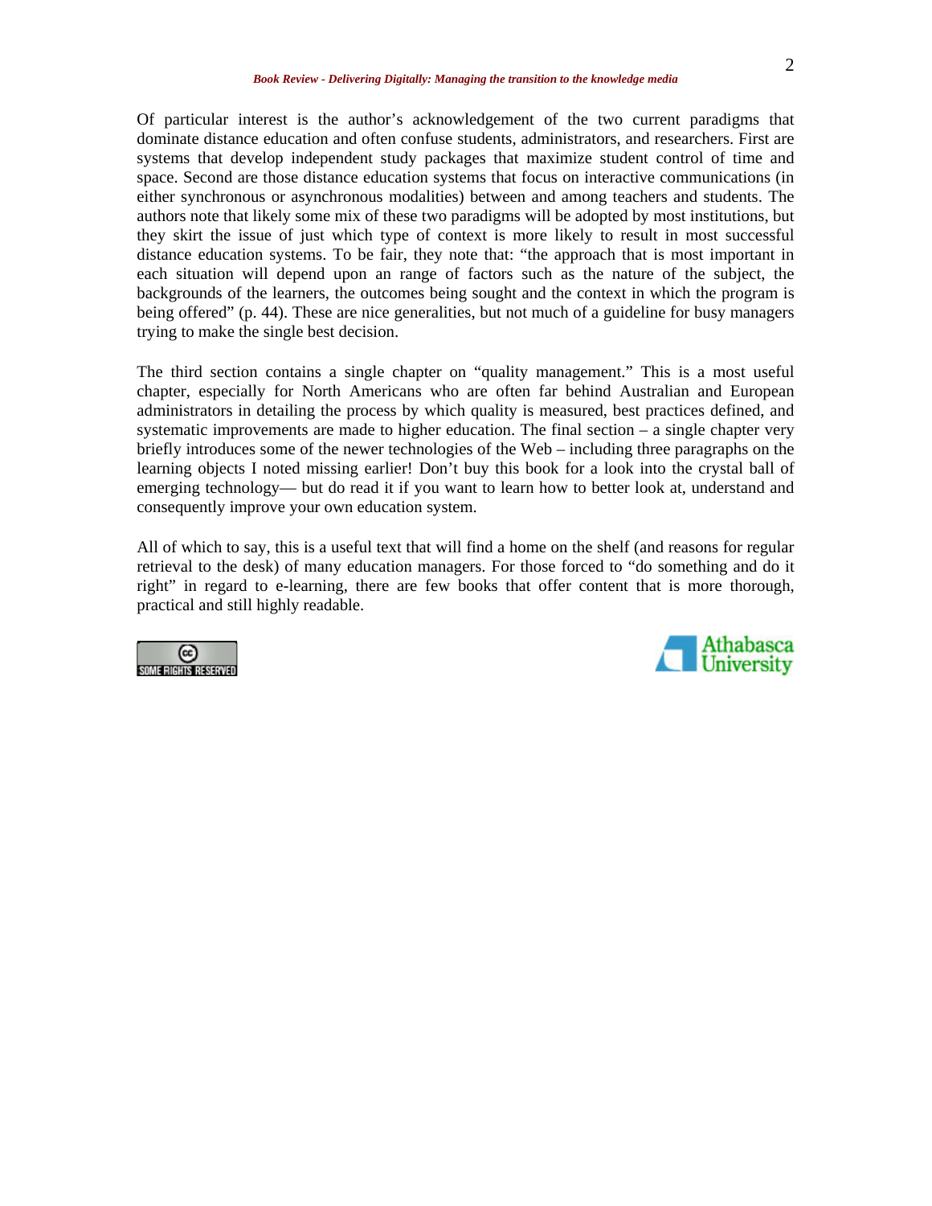Of particular interest is the author's acknowledgement of the two current paradigms that dominate distance education and often confuse students, administrators, and researchers. First are systems that develop independent study packages that maximize student control of time and space. Second are those distance education systems that focus on interactive communications (in either synchronous or asynchronous modalities) between and among teachers and students. The authors note that likely some mix of these two paradigms will be adopted by most institutions, but they skirt the issue of just which type of context is more likely to result in most successful distance education systems. To be fair, they note that: "the approach that is most important in each situation will depend upon an range of factors such as the nature of the subject, the backgrounds of the learners, the outcomes being sought and the context in which the program is being offered" (p. 44). These are nice generalities, but not much of a guideline for busy managers trying to make the single best decision.

The third section contains a single chapter on "quality management." This is a most useful chapter, especially for North Americans who are often far behind Australian and European administrators in detailing the process by which quality is measured, best practices defined, and systematic improvements are made to higher education. The final section – a single chapter very briefly introduces some of the newer technologies of the Web – including three paragraphs on the learning objects I noted missing earlier! Don't buy this book for a look into the crystal ball of emerging technology— but do read it if you want to learn how to better look at, understand and consequently improve your own education system.

All of which to say, this is a useful text that will find a home on the shelf (and reasons for regular retrieval to the desk) of many education managers. For those forced to "do something and do it right" in regard to e-learning, there are few books that offer content that is more thorough, practical and still highly readable.